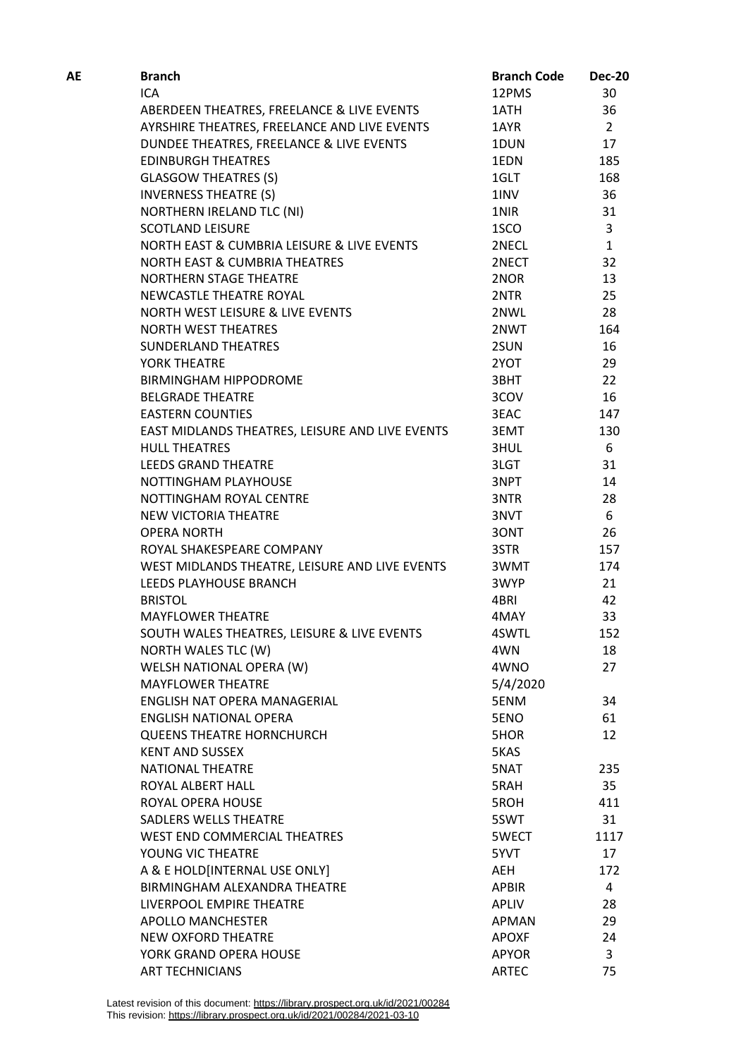| AE | Branch | Branch Code | Dec-20 |
|---|---|---|---|
| | ICA | 12PMS | 30 |
| | ABERDEEN THEATRES, FREELANCE & LIVE EVENTS | 1ATH | 36 |
| | AYRSHIRE THEATRES, FREELANCE AND LIVE EVENTS | 1AYR | 2 |
| | DUNDEE THEATRES, FREELANCE & LIVE EVENTS | 1DUN | 17 |
| | EDINBURGH THEATRES | 1EDN | 185 |
| | GLASGOW THEATRES (S) | 1GLT | 168 |
| | INVERNESS THEATRE (S) | 1INV | 36 |
| | NORTHERN IRELAND TLC (NI) | 1NIR | 31 |
| | SCOTLAND LEISURE | 1SCO | 3 |
| | NORTH EAST & CUMBRIA LEISURE & LIVE EVENTS | 2NECL | 1 |
| | NORTH EAST & CUMBRIA THEATRES | 2NECT | 32 |
| | NORTHERN STAGE THEATRE | 2NOR | 13 |
| | NEWCASTLE THEATRE ROYAL | 2NTR | 25 |
| | NORTH WEST LEISURE & LIVE EVENTS | 2NWL | 28 |
| | NORTH WEST THEATRES | 2NWT | 164 |
| | SUNDERLAND THEATRES | 2SUN | 16 |
| | YORK THEATRE | 2YOT | 29 |
| | BIRMINGHAM HIPPODROME | 3BHT | 22 |
| | BELGRADE THEATRE | 3COV | 16 |
| | EASTERN COUNTIES | 3EAC | 147 |
| | EAST MIDLANDS THEATRES, LEISURE AND LIVE EVENTS | 3EMT | 130 |
| | HULL THEATRES | 3HUL | 6 |
| | LEEDS GRAND THEATRE | 3LGT | 31 |
| | NOTTINGHAM PLAYHOUSE | 3NPT | 14 |
| | NOTTINGHAM ROYAL CENTRE | 3NTR | 28 |
| | NEW VICTORIA THEATRE | 3NVT | 6 |
| | OPERA NORTH | 3ONT | 26 |
| | ROYAL SHAKESPEARE COMPANY | 3STR | 157 |
| | WEST MIDLANDS THEATRE, LEISURE AND LIVE EVENTS | 3WMT | 174 |
| | LEEDS PLAYHOUSE BRANCH | 3WYP | 21 |
| | BRISTOL | 4BRI | 42 |
| | MAYFLOWER THEATRE | 4MAY | 33 |
| | SOUTH WALES THEATRES, LEISURE & LIVE EVENTS | 4SWTL | 152 |
| | NORTH WALES TLC (W) | 4WN | 18 |
| | WELSH NATIONAL OPERA (W) | 4WNO | 27 |
| | MAYFLOWER THEATRE | 5/4/2020 | |
| | ENGLISH NAT OPERA MANAGERIAL | 5ENM | 34 |
| | ENGLISH NATIONAL OPERA | 5ENO | 61 |
| | QUEENS THEATRE HORNCHURCH | 5HOR | 12 |
| | KENT AND SUSSEX | 5KAS | |
| | NATIONAL THEATRE | 5NAT | 235 |
| | ROYAL ALBERT HALL | 5RAH | 35 |
| | ROYAL OPERA HOUSE | 5ROH | 411 |
| | SADLERS WELLS THEATRE | 5SWT | 31 |
| | WEST END COMMERCIAL THEATRES | 5WECT | 1117 |
| | YOUNG VIC THEATRE | 5YVT | 17 |
| | A & E HOLD[INTERNAL USE ONLY] | AEH | 172 |
| | BIRMINGHAM ALEXANDRA THEATRE | APBIR | 4 |
| | LIVERPOOL EMPIRE THEATRE | APLIV | 28 |
| | APOLLO MANCHESTER | APMAN | 29 |
| | NEW OXFORD THEATRE | APOXF | 24 |
| | YORK GRAND OPERA HOUSE | APYOR | 3 |
| | ART TECHNICIANS | ARTEC | 75 |

Latest revision of this document: https://library.prospect.org.uk/id/2021/00284
This revision: https://library.prospect.org.uk/id/2021/00284/2021-03-10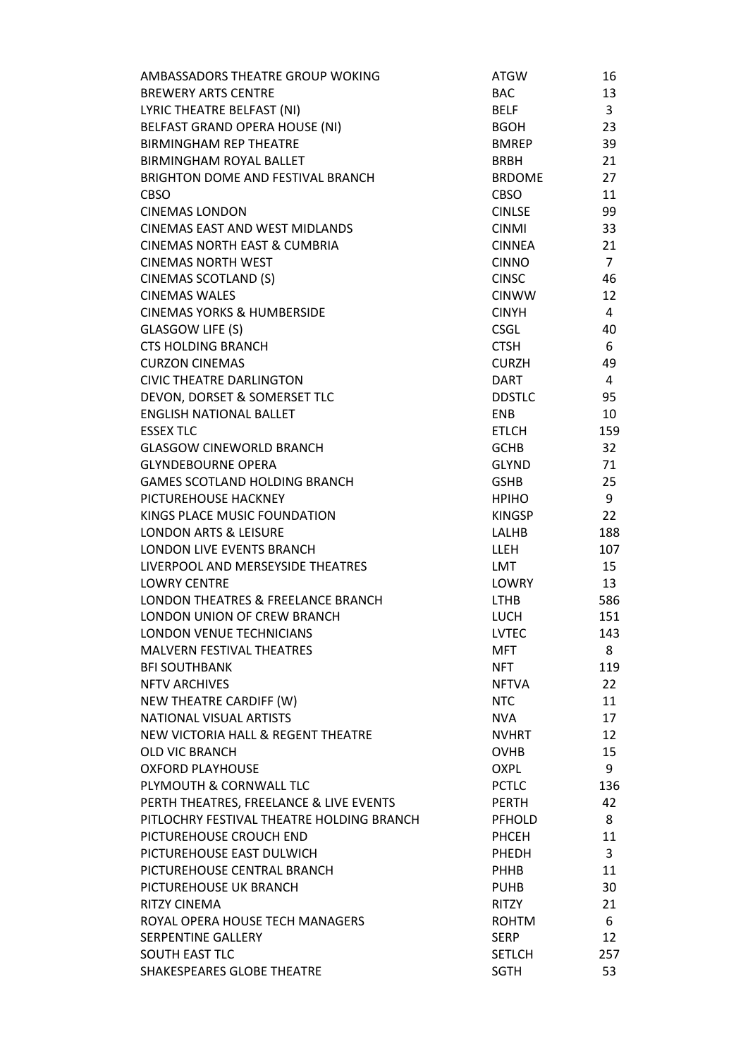| | | |
|---|---|---|
| AMBASSADORS THEATRE GROUP WOKING | ATGW | 16 |
| BREWERY ARTS CENTRE | BAC | 13 |
| LYRIC THEATRE BELFAST (NI) | BELF | 3 |
| BELFAST GRAND OPERA HOUSE (NI) | BGOH | 23 |
| BIRMINGHAM REP THEATRE | BMREP | 39 |
| BIRMINGHAM ROYAL BALLET | BRBH | 21 |
| BRIGHTON DOME AND FESTIVAL BRANCH | BRDOME | 27 |
| CBSO | CBSO | 11 |
| CINEMAS LONDON | CINLSE | 99 |
| CINEMAS EAST AND WEST MIDLANDS | CINMI | 33 |
| CINEMAS NORTH EAST & CUMBRIA | CINNEA | 21 |
| CINEMAS NORTH WEST | CINNO | 7 |
| CINEMAS SCOTLAND (S) | CINSC | 46 |
| CINEMAS WALES | CINWW | 12 |
| CINEMAS YORKS & HUMBERSIDE | CINYH | 4 |
| GLASGOW LIFE (S) | CSGL | 40 |
| CTS HOLDING BRANCH | CTSH | 6 |
| CURZON CINEMAS | CURZH | 49 |
| CIVIC THEATRE DARLINGTON | DART | 4 |
| DEVON, DORSET & SOMERSET TLC | DDSTLC | 95 |
| ENGLISH NATIONAL BALLET | ENB | 10 |
| ESSEX TLC | ETLCH | 159 |
| GLASGOW CINEWORLD BRANCH | GCHB | 32 |
| GLYNDEBOURNE OPERA | GLYND | 71 |
| GAMES SCOTLAND HOLDING BRANCH | GSHB | 25 |
| PICTUREHOUSE HACKNEY | HPIHO | 9 |
| KINGS PLACE MUSIC FOUNDATION | KINGSP | 22 |
| LONDON ARTS & LEISURE | LALHB | 188 |
| LONDON LIVE EVENTS BRANCH | LLEH | 107 |
| LIVERPOOL AND MERSEYSIDE THEATRES | LMT | 15 |
| LOWRY CENTRE | LOWRY | 13 |
| LONDON THEATRES & FREELANCE BRANCH | LTHB | 586 |
| LONDON UNION OF CREW BRANCH | LUCH | 151 |
| LONDON VENUE TECHNICIANS | LVTEC | 143 |
| MALVERN FESTIVAL THEATRES | MFT | 8 |
| BFI SOUTHBANK | NFT | 119 |
| NFTV ARCHIVES | NFTVA | 22 |
| NEW THEATRE CARDIFF (W) | NTC | 11 |
| NATIONAL VISUAL ARTISTS | NVA | 17 |
| NEW VICTORIA HALL & REGENT THEATRE | NVHRT | 12 |
| OLD VIC BRANCH | OVHB | 15 |
| OXFORD PLAYHOUSE | OXPL | 9 |
| PLYMOUTH & CORNWALL TLC | PCTLC | 136 |
| PERTH THEATRES, FREELANCE & LIVE EVENTS | PERTH | 42 |
| PITLOCHRY FESTIVAL THEATRE HOLDING BRANCH | PFHOLD | 8 |
| PICTUREHOUSE CROUCH END | PHCEH | 11 |
| PICTUREHOUSE EAST DULWICH | PHEDH | 3 |
| PICTUREHOUSE CENTRAL BRANCH | PHHB | 11 |
| PICTUREHOUSE UK BRANCH | PUHB | 30 |
| RITZY CINEMA | RITZY | 21 |
| ROYAL OPERA HOUSE TECH MANAGERS | ROHTM | 6 |
| SERPENTINE GALLERY | SERP | 12 |
| SOUTH EAST TLC | SETLCH | 257 |
| SHAKESPEARES GLOBE THEATRE | SGTH | 53 |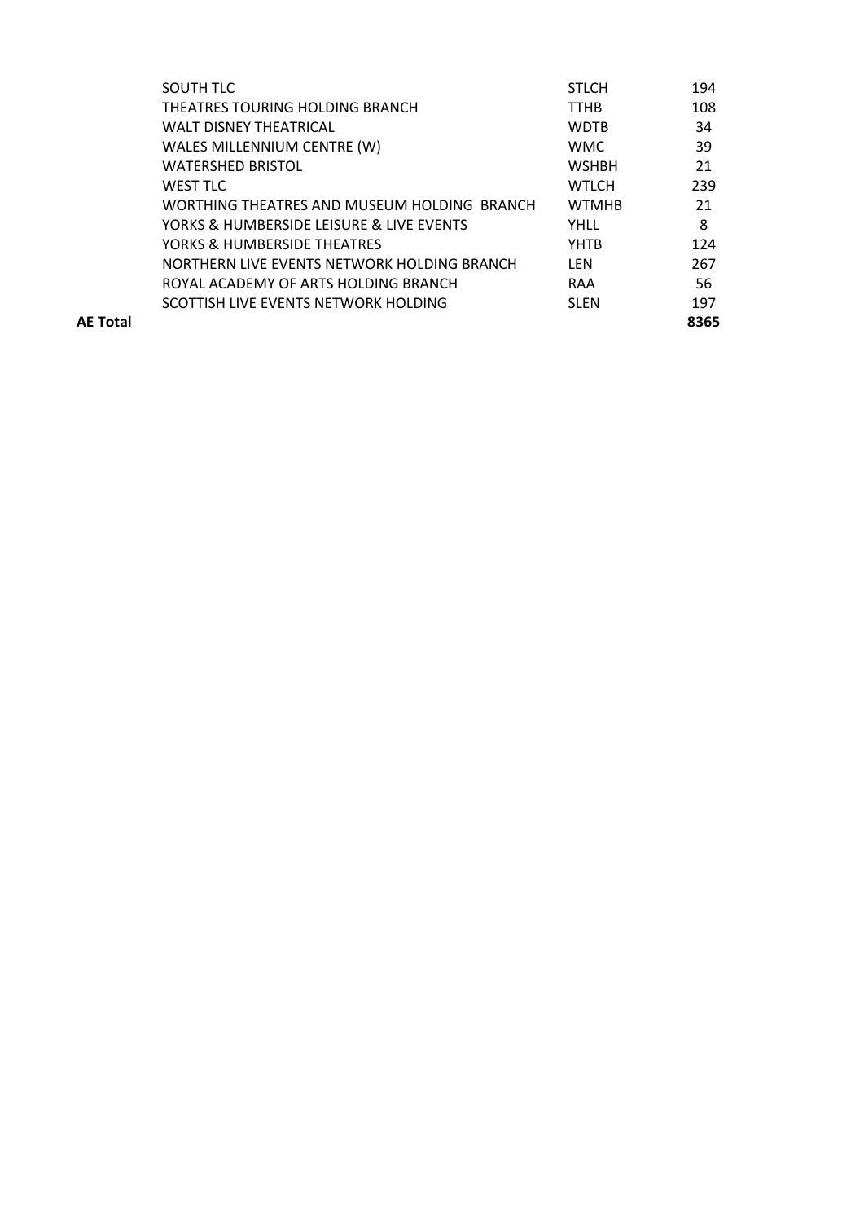| | | | |
|---|---|---|---|
| | SOUTH TLC | STLCH | 194 |
| | THEATRES TOURING HOLDING BRANCH | TTHB | 108 |
| | WALT DISNEY THEATRICAL | WDTB | 34 |
| | WALES MILLENNIUM CENTRE (W) | WMC | 39 |
| | WATERSHED BRISTOL | WSHBH | 21 |
| | WEST TLC | WTLCH | 239 |
| | WORTHING THEATRES AND MUSEUM HOLDING BRANCH | WTMHB | 21 |
| | YORKS & HUMBERSIDE LEISURE & LIVE EVENTS | YHLL | 8 |
| | YORKS & HUMBERSIDE THEATRES | YHTB | 124 |
| | NORTHERN LIVE EVENTS NETWORK HOLDING BRANCH | LEN | 267 |
| | ROYAL ACADEMY OF ARTS HOLDING BRANCH | RAA | 56 |
| | SCOTTISH LIVE EVENTS NETWORK HOLDING | SLEN | 197 |
| **AE Total** | | | **8365** |